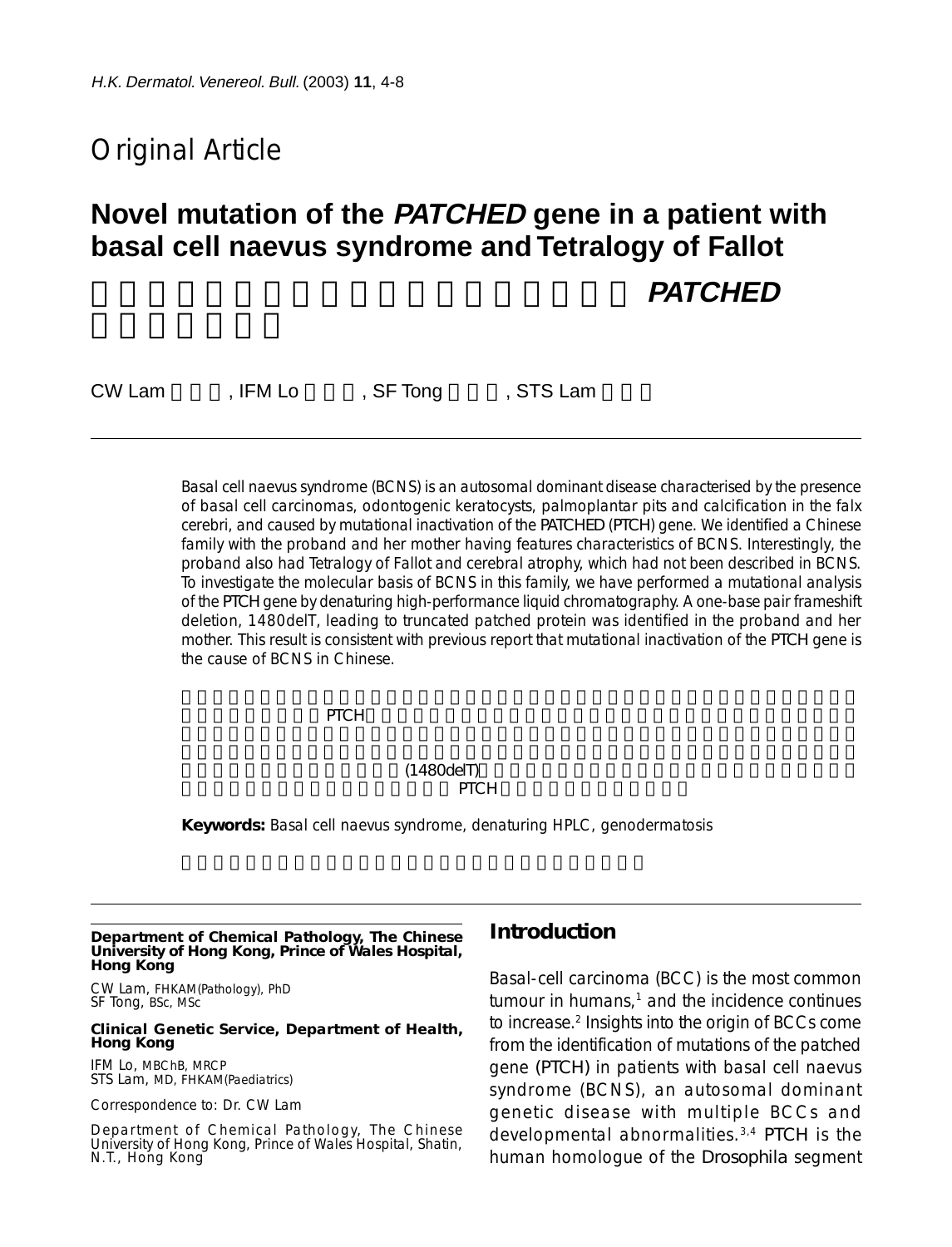## Original Article

# Novel mutation of the *PATCHED* gene in a patient with basal cell naevus syndrome and Tetralogy of Fallot

CW Lam, IFM Lo, SF Tong, STS Lam

Basal cell naevus syndrome (BCNS) is an autosomal dominant disease characterised by the presence of basal cell carcinomas, odontogenic keratocysts, palmoplantar pits and calcification in the falx cerebri, and caused by mutational inactivation of the PATCHED (PTCH) gene. We identified a Chinese family with the proband and her mother having features characteristics of BCNS. Interestingly, the proband also had Tetralogy of Fallot and cerebral atrophy, which had not been described in BCNS. To investigate the molecular basis of BCNS in this family, we have performed a mutational analysis of the PTCH gene by denaturing high-performance liquid chromatography. A one-base pair frameshift deletion, 1480delT, leading to truncated patched protein was identified in the proband and her mother. This result is consistent with previous report that mutational inactivation of the PTCH gene is the cause of BCNS in Chinese.

PTCH

(1480delT)

PTCH

**Keywords:** Basal cell naevus syndrome, denaturing HPLC, genodermatosis

**Department of Chemical Pathology, The Chinese University of Hong Kong, Prince of Wales Hospital, Hong Kong**

CW Lam, FHKAM(Pathology), PhD
SF Tong, BSc, MSc

**Clinical Genetic Service, Department of Health, Hong Kong**

IFM Lo, MBChB, MRCP
STS Lam, MD, FHKAM(Paediatrics)

Correspondence to: Dr. CW Lam

Department of Chemical Pathology, The Chinese University of Hong Kong, Prince of Wales Hospital, Shatin, N.T., Hong Kong

## Introduction

Basal-cell carcinoma (BCC) is the most common tumour in humans,[1] and the incidence continues to increase.[2] Insights into the origin of BCCs come from the identification of mutations of the patched gene (PTCH) in patients with basal cell naevus syndrome (BCNS), an autosomal dominant genetic disease with multiple BCCs and developmental abnormalities.[3,4] PTCH is the human homologue of the *Drosophila* segment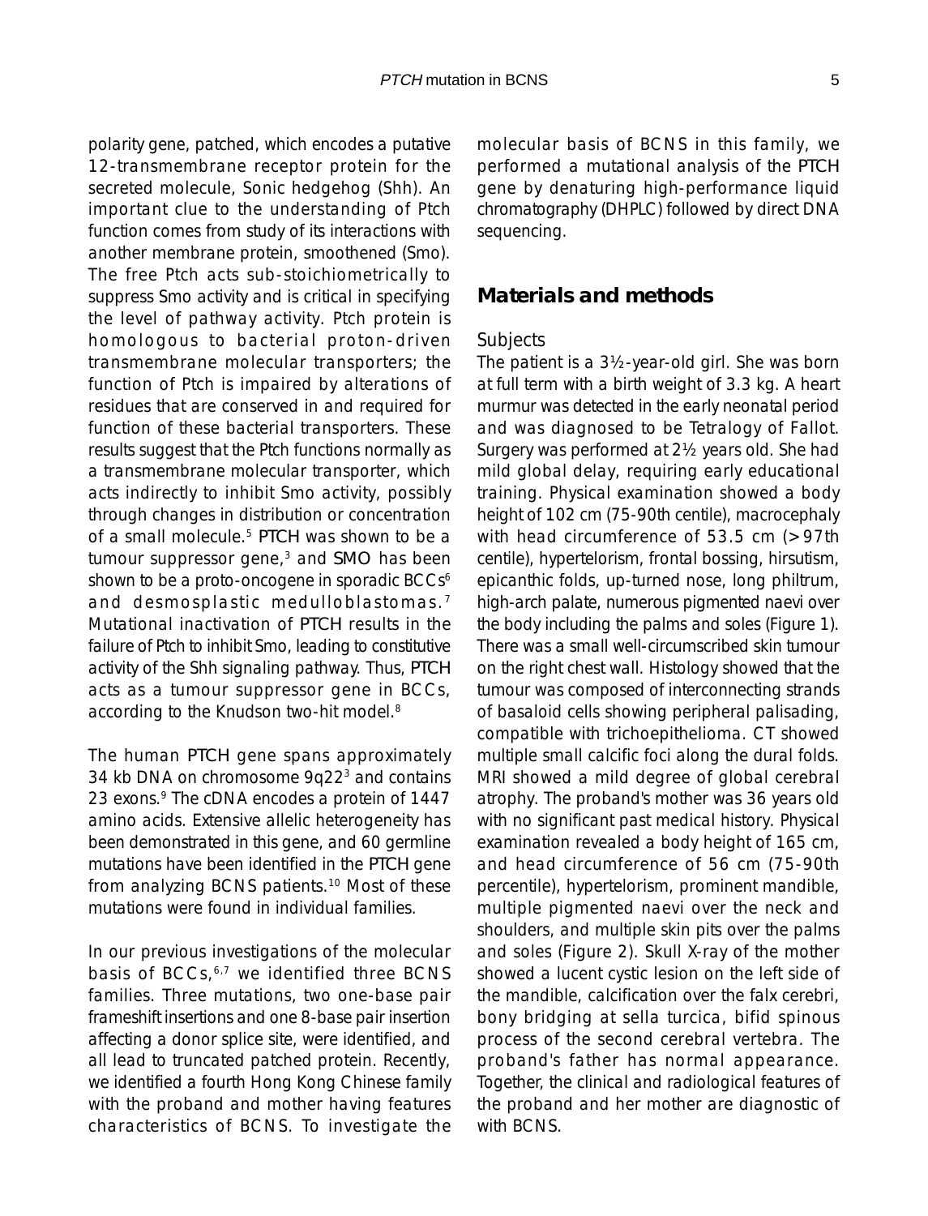polarity gene, patched, which encodes a putative 12-transmembrane receptor protein for the secreted molecule, Sonic hedgehog (Shh). An important clue to the understanding of Ptch function comes from study of its interactions with another membrane protein, smoothened (Smo). The free Ptch acts sub-stoichiometrically to suppress Smo activity and is critical in specifying the level of pathway activity. Ptch protein is homologous to bacterial proton-driven transmembrane molecular transporters; the function of Ptch is impaired by alterations of residues that are conserved in and required for function of these bacterial transporters. These results suggest that the Ptch functions normally as a transmembrane molecular transporter, which acts indirectly to inhibit Smo activity, possibly through changes in distribution or concentration of a small molecule.[5] PTCH was shown to be a tumour suppressor gene,[3] and SMO has been shown to be a proto-oncogene in sporadic BCCs[6] and desmosplastic medulloblastomas.[7] Mutational inactivation of PTCH results in the failure of Ptch to inhibit Smo, leading to constitutive activity of the Shh signaling pathway. Thus, PTCH acts as a tumour suppressor gene in BCCs, according to the Knudson two-hit model.[8]

The human PTCH gene spans approximately 34 kb DNA on chromosome 9q22[3] and contains 23 exons.[9] The cDNA encodes a protein of 1447 amino acids. Extensive allelic heterogeneity has been demonstrated in this gene, and 60 germline mutations have been identified in the PTCH gene from analyzing BCNS patients.[10] Most of these mutations were found in individual families.

In our previous investigations of the molecular basis of BCCs,[6,7] we identified three BCNS families. Three mutations, two one-base pair frameshift insertions and one 8-base pair insertion affecting a donor splice site, were identified, and all lead to truncated patched protein. Recently, we identified a fourth Hong Kong Chinese family with the proband and mother having features characteristics of BCNS. To investigate the molecular basis of BCNS in this family, we performed a mutational analysis of the PTCH gene by denaturing high-performance liquid chromatography (DHPLC) followed by direct DNA sequencing.

## Materials and methods

### Subjects

The patient is a 3½-year-old girl. She was born at full term with a birth weight of 3.3 kg. A heart murmur was detected in the early neonatal period and was diagnosed to be Tetralogy of Fallot. Surgery was performed at 2½ years old. She had mild global delay, requiring early educational training. Physical examination showed a body height of 102 cm (75-90th centile), macrocephaly with head circumference of 53.5 cm (>97th centile), hypertelorism, frontal bossing, hirsutism, epicanthic folds, up-turned nose, long philtrum, high-arch palate, numerous pigmented naevi over the body including the palms and soles (Figure 1). There was a small well-circumscribed skin tumour on the right chest wall. Histology showed that the tumour was composed of interconnecting strands of basaloid cells showing peripheral palisading, compatible with trichoepithelioma. CT showed multiple small calcific foci along the dural folds. MRI showed a mild degree of global cerebral atrophy. The proband's mother was 36 years old with no significant past medical history. Physical examination revealed a body height of 165 cm, and head circumference of 56 cm (75-90th percentile), hypertelorism, prominent mandible, multiple pigmented naevi over the neck and shoulders, and multiple skin pits over the palms and soles (Figure 2). Skull X-ray of the mother showed a lucent cystic lesion on the left side of the mandible, calcification over the falx cerebri, bony bridging at sella turcica, bifid spinous process of the second cerebral vertebra. The proband's father has normal appearance. Together, the clinical and radiological features of the proband and her mother are diagnostic of with BCNS.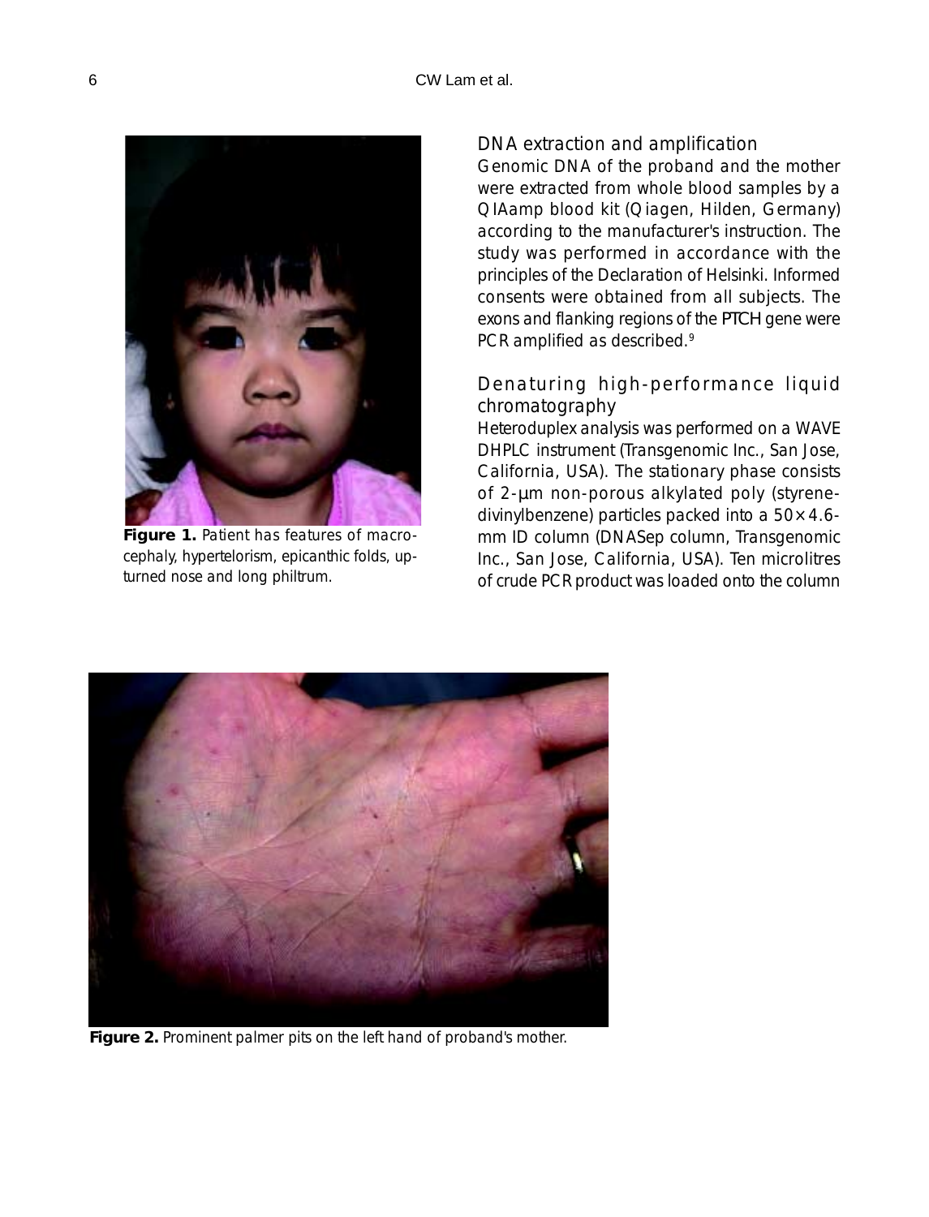**Figure 1.** Patient has features of macrocephaly, hypertelorism, epicanthic folds, upturned nose and long philtrum.

## DNA extraction and amplification

Genomic DNA of the proband and the mother were extracted from whole blood samples by a QIAamp blood kit (Qiagen, Hilden, Germany) according to the manufacturer's instruction. The study was performed in accordance with the principles of the Declaration of Helsinki. Informed consents were obtained from all subjects. The exons and flanking regions of the *PTCH* gene were PCR amplified as described.[9]

## Denaturing high-performance liquid chromatography

Heteroduplex analysis was performed on a WAVE DHPLC instrument (Transgenomic Inc., San Jose, California, USA). The stationary phase consists of 2-µm non-porous alkylated poly (styrene-divinylbenzene) particles packed into a 50 × 4.6-mm ID column (DNASep column, Transgenomic Inc., San Jose, California, USA). Ten microlitres of crude PCR product was loaded onto the column

**Figure 2.** Prominent palmer pits on the left hand of proband's mother.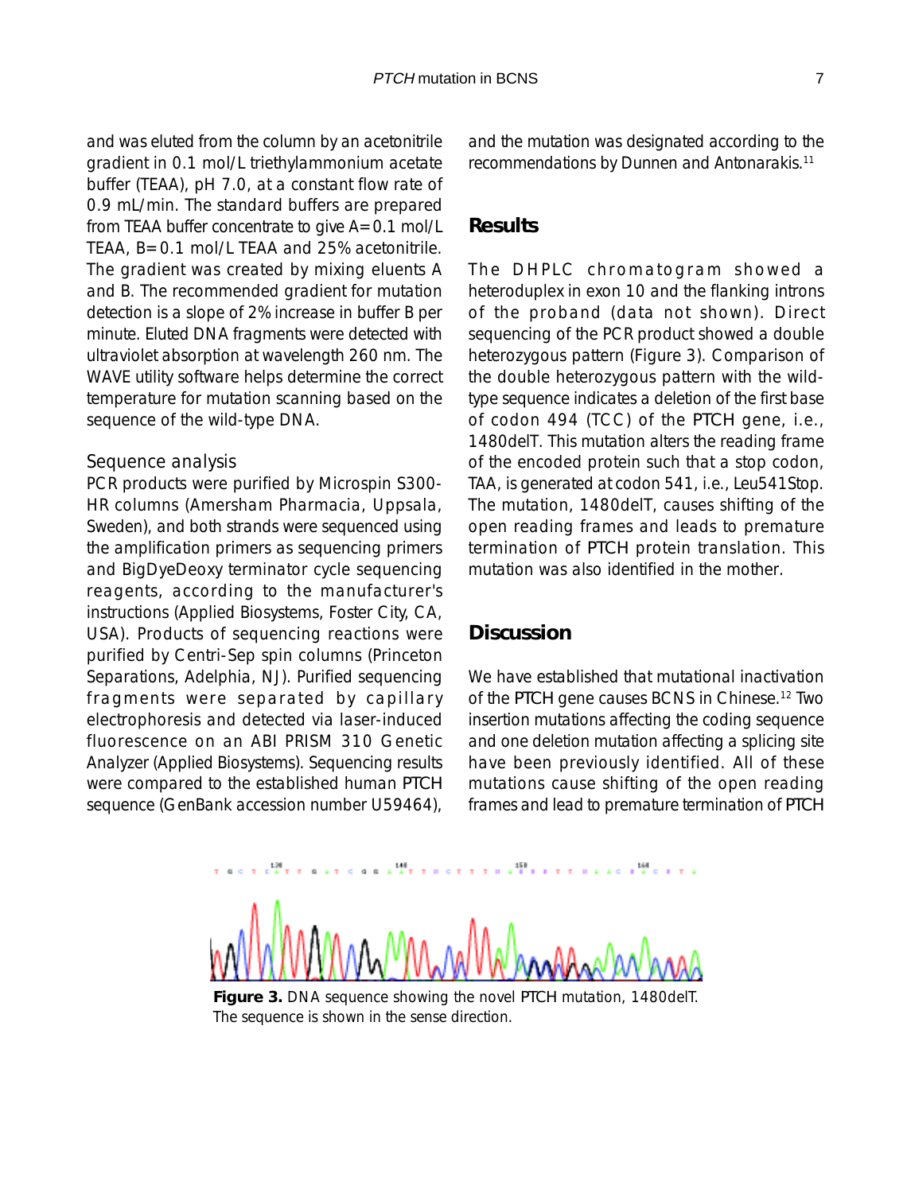and was eluted from the column by an acetonitrile gradient in 0.1 mol/L triethylammonium acetate buffer (TEAA), pH 7.0, at a constant flow rate of 0.9 mL/min. The standard buffers are prepared from TEAA buffer concentrate to give A= 0.1 mol/L TEAA, B= 0.1 mol/L TEAA and 25% acetonitrile. The gradient was created by mixing eluents A and B. The recommended gradient for mutation detection is a slope of 2% increase in buffer B per minute. Eluted DNA fragments were detected with ultraviolet absorption at wavelength 260 nm. The WAVE utility software helps determine the correct temperature for mutation scanning based on the sequence of the wild-type DNA.

### Sequence analysis

PCR products were purified by Microspin S300-HR columns (Amersham Pharmacia, Uppsala, Sweden), and both strands were sequenced using the amplification primers as sequencing primers and BigDyeDeoxy terminator cycle sequencing reagents, according to the manufacturer's instructions (Applied Biosystems, Foster City, CA, USA). Products of sequencing reactions were purified by Centri-Sep spin columns (Princeton Separations, Adelphia, NJ). Purified sequencing fragments were separated by capillary electrophoresis and detected via laser-induced fluorescence on an ABI PRISM 310 Genetic Analyzer (Applied Biosystems). Sequencing results were compared to the established human PTCH sequence (GenBank accession number U59464), and the mutation was designated according to the recommendations by Dunnen and Antonarakis.[11]

## Results

The DHPLC chromatogram showed a heteroduplex in exon 10 and the flanking introns of the proband (data not shown). Direct sequencing of the PCR product showed a double heterozygous pattern (Figure 3). Comparison of the double heterozygous pattern with the wild-type sequence indicates a deletion of the first base of codon 494 (TCC) of the PTCH gene, i.e., 1480delT. This mutation alters the reading frame of the encoded protein such that a stop codon, TAA, is generated at codon 541, i.e., Leu541Stop. The mutation, 1480delT, causes shifting of the open reading frames and leads to premature termination of PTCH protein translation. This mutation was also identified in the mother.

## Discussion

We have established that mutational inactivation of the PTCH gene causes BCNS in Chinese.[12] Two insertion mutations affecting the coding sequence and one deletion mutation affecting a splicing site have been previously identified. All of these mutations cause shifting of the open reading frames and lead to premature termination of PTCH

**Figure 3.** DNA sequence showing the novel PTCH mutation, 1480delT. The sequence is shown in the sense direction.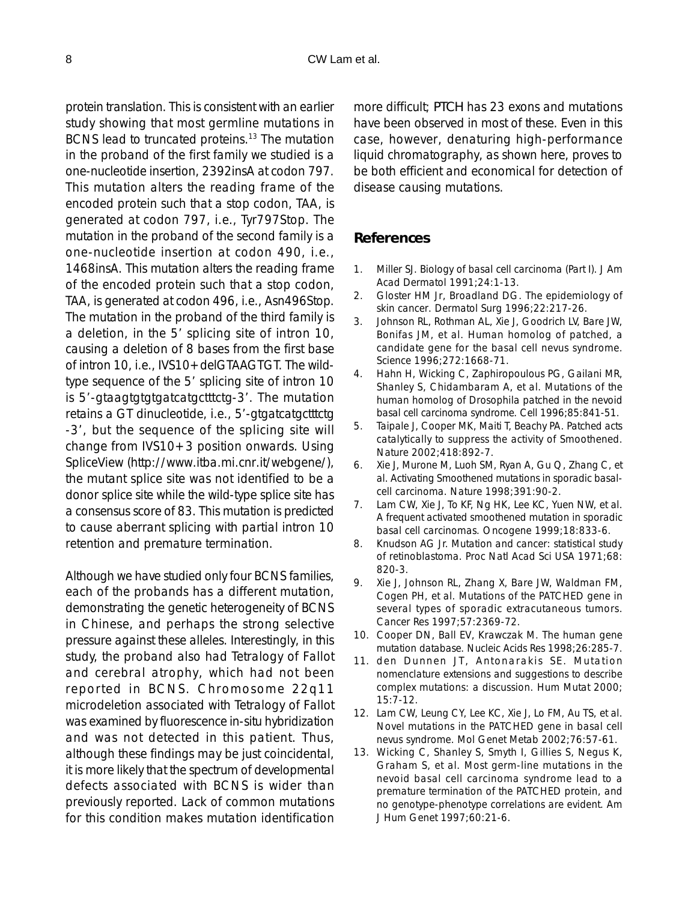protein translation. This is consistent with an earlier study showing that most germline mutations in BCNS lead to truncated proteins.[13] The mutation in the proband of the first family we studied is a one-nucleotide insertion, 2392insA at codon 797. This mutation alters the reading frame of the encoded protein such that a stop codon, TAA, is generated at codon 797, i.e., Tyr797Stop. The mutation in the proband of the second family is a one-nucleotide insertion at codon 490, i.e., 1468insA. This mutation alters the reading frame of the encoded protein such that a stop codon, TAA, is generated at codon 496, i.e., Asn496Stop. The mutation in the proband of the third family is a deletion, in the 5' splicing site of intron 10, causing a deletion of 8 bases from the first base of intron 10, i.e., IVS10+delGTAAGTGT. The wild-type sequence of the 5' splicing site of intron 10 is 5'-gtaagtgtgtgatcatgctttctg-3'. The mutation retains a GT dinucleotide, i.e., 5'-gtgatcatgctttctg -3', but the sequence of the splicing site will change from IVS10+3 position onwards. Using SpliceView (http://www.itba.mi.cnr.it/webgene/), the mutant splice site was not identified to be a donor splice site while the wild-type splice site has a consensus score of 83. This mutation is predicted to cause aberrant splicing with partial intron 10 retention and premature termination.

Although we have studied only four BCNS families, each of the probands has a different mutation, demonstrating the genetic heterogeneity of BCNS in Chinese, and perhaps the strong selective pressure against these alleles. Interestingly, in this study, the proband also had Tetralogy of Fallot and cerebral atrophy, which had not been reported in BCNS. Chromosome 22q11 microdeletion associated with Tetralogy of Fallot was examined by fluorescence in-situ hybridization and was not detected in this patient. Thus, although these findings may be just coincidental, it is more likely that the spectrum of developmental defects associated with BCNS is wider than previously reported. Lack of common mutations for this condition makes mutation identification more difficult; PTCH has 23 exons and mutations have been observed in most of these. Even in this case, however, denaturing high-performance liquid chromatography, as shown here, proves to be both efficient and economical for detection of disease causing mutations.

## References

1. Miller SJ. Biology of basal cell carcinoma (Part I). J Am Acad Dermatol 1991;24:1-13.
2. Gloster HM Jr, Broadland DG. The epidemiology of skin cancer. Dermatol Surg 1996;22:217-26.
3. Johnson RL, Rothman AL, Xie J, Goodrich LV, Bare JW, Bonifas JM, et al. Human homolog of patched, a candidate gene for the basal cell nevus syndrome. Science 1996;272:1668-71.
4. Hahn H, Wicking C, Zaphiropoulous PG, Gailani MR, Shanley S, Chidambaram A, et al. Mutations of the human homolog of Drosophila patched in the nevoid basal cell carcinoma syndrome. Cell 1996;85:841-51.
5. Taipale J, Cooper MK, Maiti T, Beachy PA. Patched acts catalytically to suppress the activity of Smoothened. Nature 2002;418:892-7.
6. Xie J, Murone M, Luoh SM, Ryan A, Gu Q, Zhang C, et al. Activating Smoothened mutations in sporadic basal-cell carcinoma. Nature 1998;391:90-2.
7. Lam CW, Xie J, To KF, Ng HK, Lee KC, Yuen NW, et al. A frequent activated smoothened mutation in sporadic basal cell carcinomas. Oncogene 1999;18:833-6.
8. Knudson AG Jr. Mutation and cancer: statistical study of retinoblastoma. Proc Natl Acad Sci USA 1971;68: 820-3.
9. Xie J, Johnson RL, Zhang X, Bare JW, Waldman FM, Cogen PH, et al. Mutations of the PATCHED gene in several types of sporadic extracutaneous tumors. Cancer Res 1997;57:2369-72.
10. Cooper DN, Ball EV, Krawczak M. The human gene mutation database. Nucleic Acids Res 1998;26:285-7.
11. den Dunnen JT, Antonarakis SE. Mutation nomenclature extensions and suggestions to describe complex mutations: a discussion. Hum Mutat 2000; 15:7-12.
12. Lam CW, Leung CY, Lee KC, Xie J, Lo FM, Au TS, et al. Novel mutations in the PATCHED gene in basal cell nevus syndrome. Mol Genet Metab 2002;76:57-61.
13. Wicking C, Shanley S, Smyth I, Gillies S, Negus K, Graham S, et al. Most germ-line mutations in the nevoid basal cell carcinoma syndrome lead to a premature termination of the PATCHED protein, and no genotype-phenotype correlations are evident. Am J Hum Genet 1997;60:21-6.